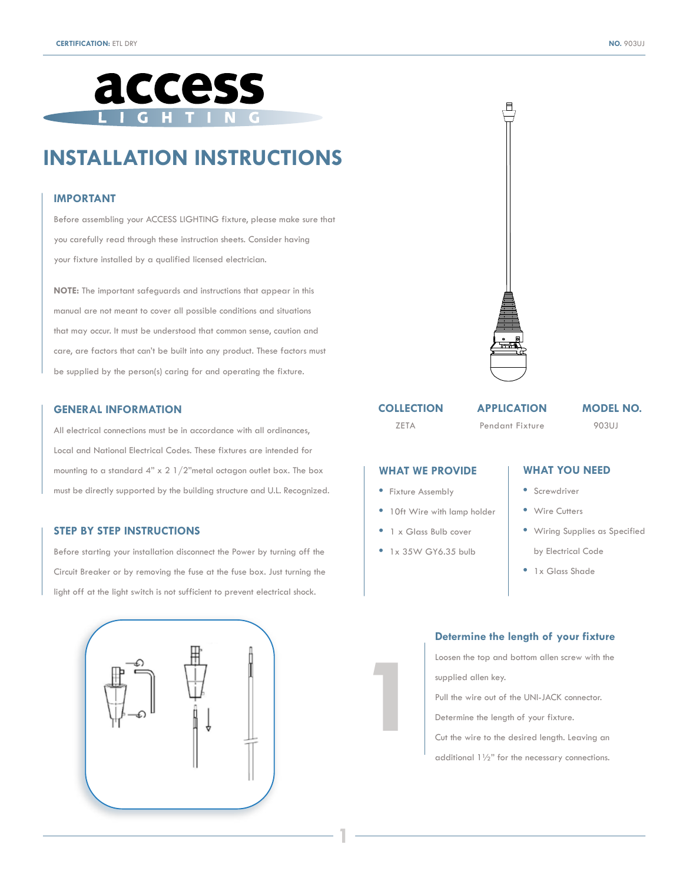**CERTIFICATION:** ETL DRY

**NO.** 903UJ

# INSTALLATION INSTRUCTIONS

## IMPORTANT

Before assembling your ACCESS LIGHTING fixture, please make sure that you carefully read through these instruction sheets. Consider having your fixture installed by a qualified licensed electrician.

**NOTE:** The important safeguards and instructions that appear in this manual are not meant to cover all possible conditions and situations that may occur. It must be understood that common sense, caution and care, are factors that can't be built into any product. These factors must be supplied by the person(s) caring for and operating the fixture.

## GENERAL INFORMATION

All electrical connections must be in accordance with all ordinances, Local and National Electrical Codes. These fixtures are intended for mounting to a standard 4" x 2 1/2"metal octagon outlet box. The box must be directly supported by the building structure and U.L. Recognized.

## STEP BY STEP INSTRUCTIONS

Before starting your installation disconnect the Power by turning off the Circuit Breaker or by removing the fuse at the fuse box. Just turning the light off at the light switch is not sufficient to prevent electrical shock.

| COLLECTION | APPLICATION | MODEL NO. |
| --- | --- | --- |
| ZETA | Pendant Fixture | 903UJ |

## WHAT WE PROVIDE

- Fixture Assembly
- 10ft Wire with lamp holder
- 1 x Glass Bulb cover
- 1x 35W GY6.35 bulb

## WHAT YOU NEED

- Screwdriver
- Wire Cutters
- Wiring Supplies as Specified by Electrical Code
- 1x Glass Shade

## 1 Determine the length of your fixture

Loosen the top and bottom allen screw with the supplied allen key.

Pull the wire out of the UNI-JACK connector.

Determine the length of your fixture.

Cut the wire to the desired length. Leaving an additional 1½" for the necessary connections.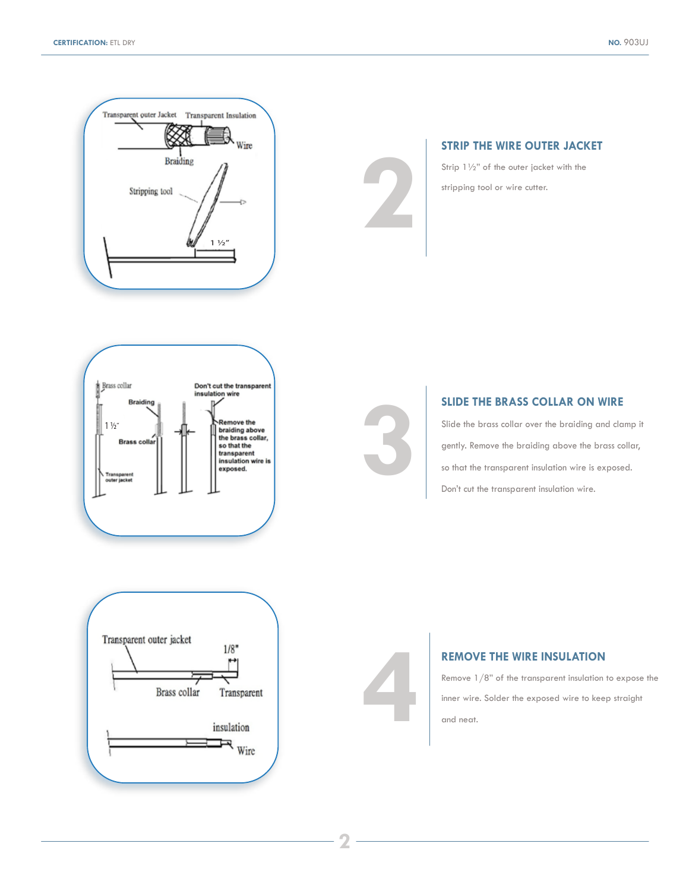## 2

### STRIP THE WIRE OUTER JACKET

Strip 1½" of the outer jacket with the stripping tool or wire cutter.

## 3

### SLIDE THE BRASS COLLAR ON WIRE

Slide the brass collar over the braiding and clamp it gently. Remove the braiding above the brass collar, so that the transparent insulation wire is exposed. Don't cut the transparent insulation wire.

## 4

### REMOVE THE WIRE INSULATION

Remove 1/8" of the transparent insulation to expose the inner wire. Solder the exposed wire to keep straight and neat.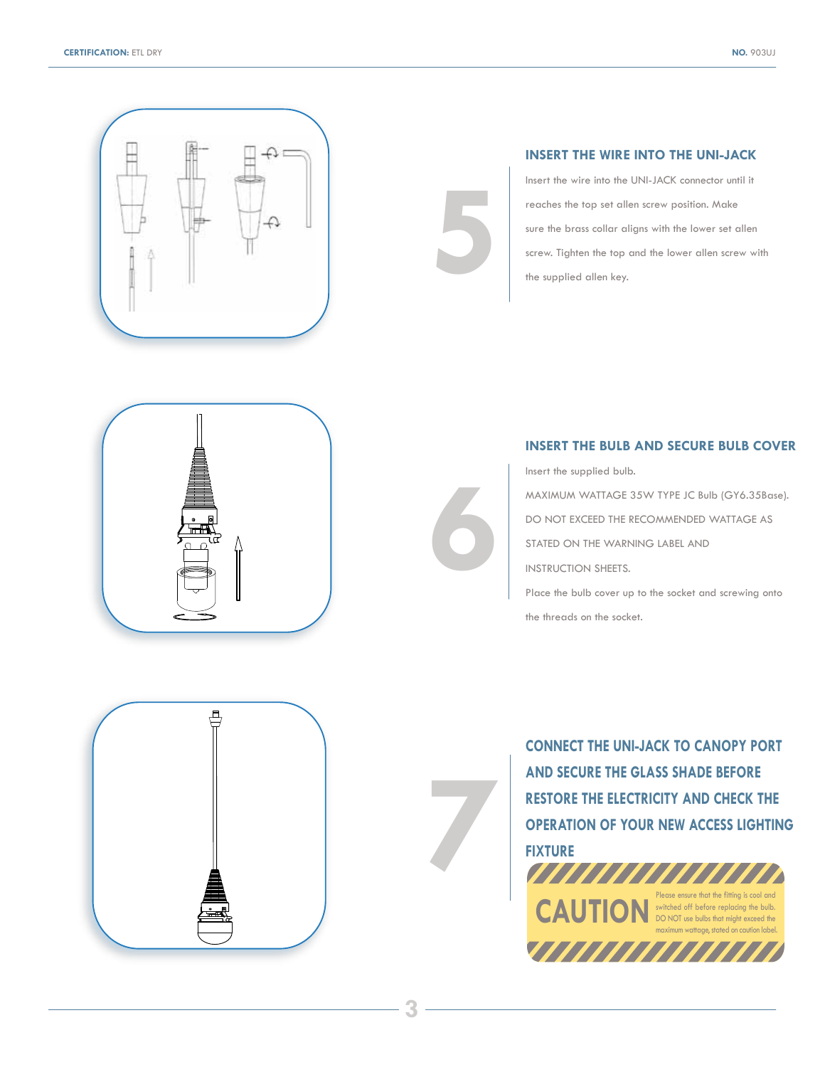## 5 INSERT THE WIRE INTO THE UNI-JACK

Insert the wire into the UNI-JACK connector until it reaches the top set allen screw position. Make sure the brass collar aligns with the lower set allen screw. Tighten the top and the lower allen screw with the supplied allen key.

## 6 INSERT THE BULB AND SECURE BULB COVER

Insert the supplied bulb.

MAXIMUM WATTAGE 35W TYPE JC Bulb (GY6.35Base).

DO NOT EXCEED THE RECOMMENDED WATTAGE AS STATED ON THE WARNING LABEL AND INSTRUCTION SHEETS.

Place the bulb cover up to the socket and screwing onto the threads on the socket.

## 7 CONNECT THE UNI-JACK TO CANOPY PORT AND SECURE THE GLASS SHADE BEFORE RESTORE THE ELECTRICITY AND CHECK THE OPERATION OF YOUR NEW ACCESS LIGHTING FIXTURE

**CAUTION** Please ensure that the fitting is cool and switched off before replacing the bulb. DO NOT use bulbs that might exceed the maximum wattage, stated on caution label.